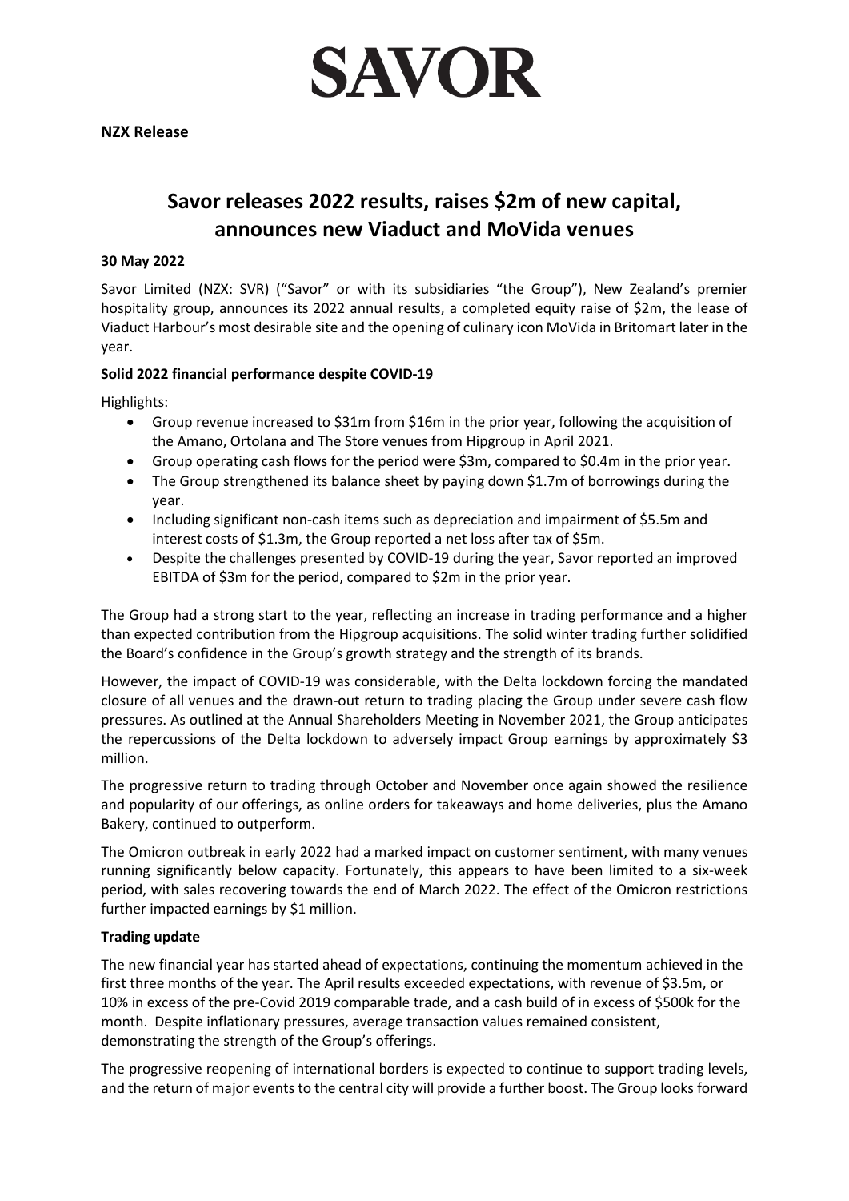# SAVOR

**NZX Release**

## Savor releases 2022 results, raises $2m of new capital, announces new Viaduct and MoVida venues

**30 May 2022**

Savor Limited (NZX: SVR) ("Savor" or with its subsidiaries "the Group"), New Zealand's premier hospitality group, announces its 2022 annual results, a completed equity raise of $2m, the lease of Viaduct Harbour's most desirable site and the opening of culinary icon MoVida in Britomart later in the year.

### Solid 2022 financial performance despite COVID-19

Highlights:

- Group revenue increased to $31m from $16m in the prior year, following the acquisition of the Amano, Ortolana and The Store venues from Hipgroup in April 2021.
- Group operating cash flows for the period were $3m, compared to $0.4m in the prior year.
- The Group strengthened its balance sheet by paying down $1.7m of borrowings during the year.
- Including significant non-cash items such as depreciation and impairment of $5.5m and interest costs of $1.3m, the Group reported a net loss after tax of $5m.
- Despite the challenges presented by COVID-19 during the year, Savor reported an improved EBITDA of $3m for the period, compared to $2m in the prior year.

The Group had a strong start to the year, reflecting an increase in trading performance and a higher than expected contribution from the Hipgroup acquisitions. The solid winter trading further solidified the Board's confidence in the Group's growth strategy and the strength of its brands.

However, the impact of COVID-19 was considerable, with the Delta lockdown forcing the mandated closure of all venues and the drawn-out return to trading placing the Group under severe cash flow pressures. As outlined at the Annual Shareholders Meeting in November 2021, the Group anticipates the repercussions of the Delta lockdown to adversely impact Group earnings by approximately $3 million.

The progressive return to trading through October and November once again showed the resilience and popularity of our offerings, as online orders for takeaways and home deliveries, plus the Amano Bakery, continued to outperform.

The Omicron outbreak in early 2022 had a marked impact on customer sentiment, with many venues running significantly below capacity. Fortunately, this appears to have been limited to a six-week period, with sales recovering towards the end of March 2022. The effect of the Omicron restrictions further impacted earnings by $1 million.

### Trading update

The new financial year has started ahead of expectations, continuing the momentum achieved in the first three months of the year. The April results exceeded expectations, with revenue of $3.5m, or 10% in excess of the pre-Covid 2019 comparable trade, and a cash build of in excess of $500k for the month. Despite inflationary pressures, average transaction values remained consistent, demonstrating the strength of the Group's offerings.

The progressive reopening of international borders is expected to continue to support trading levels, and the return of major events to the central city will provide a further boost. The Group looks forward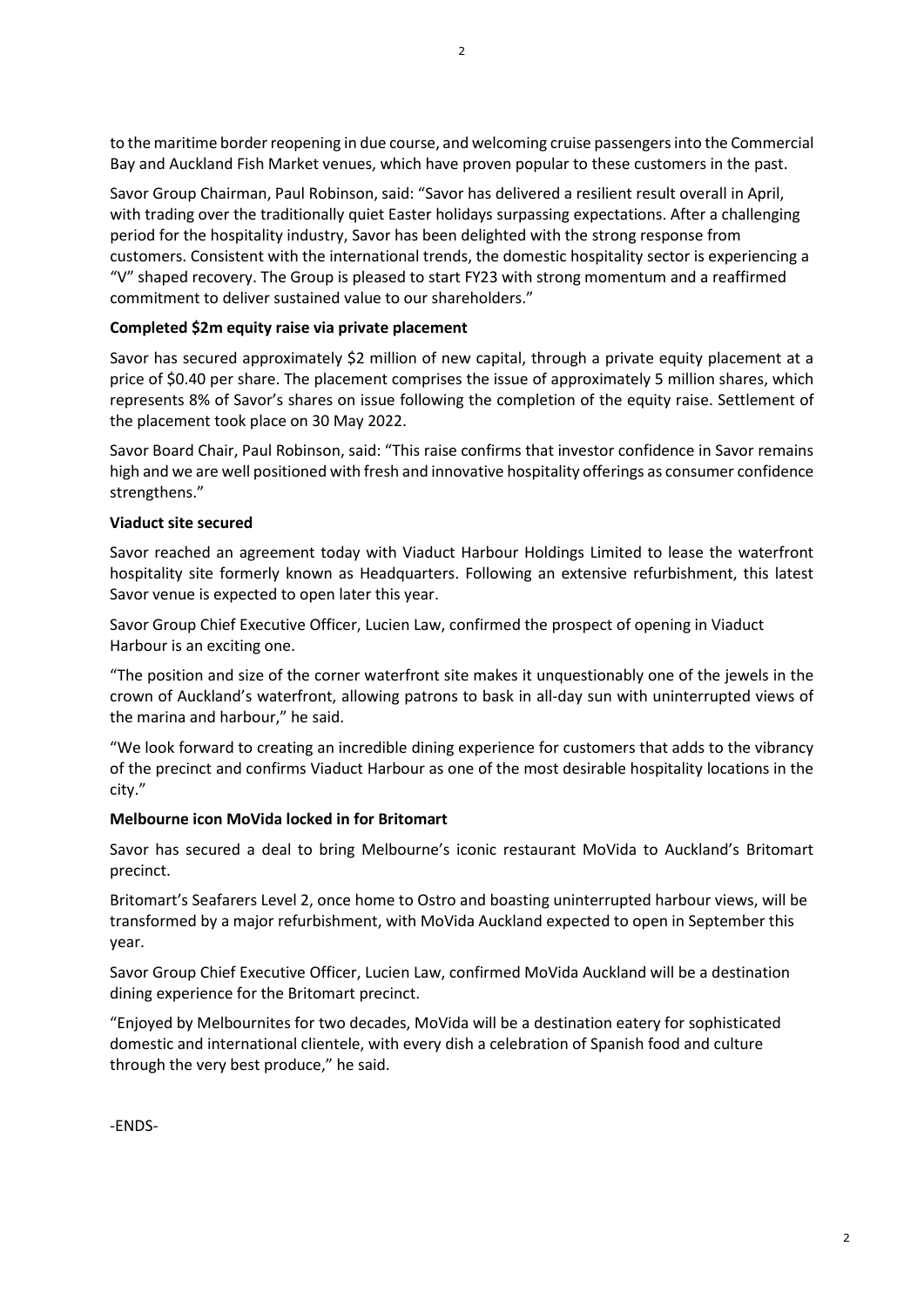to the maritime border reopening in due course, and welcoming cruise passengers into the Commercial Bay and Auckland Fish Market venues, which have proven popular to these customers in the past.

Savor Group Chairman, Paul Robinson, said: "Savor has delivered a resilient result overall in April, with trading over the traditionally quiet Easter holidays surpassing expectations. After a challenging period for the hospitality industry, Savor has been delighted with the strong response from customers. Consistent with the international trends, the domestic hospitality sector is experiencing a "V" shaped recovery. The Group is pleased to start FY23 with strong momentum and a reaffirmed commitment to deliver sustained value to our shareholders."

**Completed $2m equity raise via private placement**

Savor has secured approximately $2 million of new capital, through a private equity placement at a price of $0.40 per share. The placement comprises the issue of approximately 5 million shares, which represents 8% of Savor's shares on issue following the completion of the equity raise. Settlement of the placement took place on 30 May 2022.

Savor Board Chair, Paul Robinson, said: "This raise confirms that investor confidence in Savor remains high and we are well positioned with fresh and innovative hospitality offerings as consumer confidence strengthens."

**Viaduct site secured**

Savor reached an agreement today with Viaduct Harbour Holdings Limited to lease the waterfront hospitality site formerly known as Headquarters. Following an extensive refurbishment, this latest Savor venue is expected to open later this year.

Savor Group Chief Executive Officer, Lucien Law, confirmed the prospect of opening in Viaduct Harbour is an exciting one.

"The position and size of the corner waterfront site makes it unquestionably one of the jewels in the crown of Auckland's waterfront, allowing patrons to bask in all-day sun with uninterrupted views of the marina and harbour," he said.

"We look forward to creating an incredible dining experience for customers that adds to the vibrancy of the precinct and confirms Viaduct Harbour as one of the most desirable hospitality locations in the city."

**Melbourne icon MoVida locked in for Britomart**

Savor has secured a deal to bring Melbourne's iconic restaurant MoVida to Auckland's Britomart precinct.

Britomart's Seafarers Level 2, once home to Ostro and boasting uninterrupted harbour views, will be transformed by a major refurbishment, with MoVida Auckland expected to open in September this year.

Savor Group Chief Executive Officer, Lucien Law, confirmed MoVida Auckland will be a destination dining experience for the Britomart precinct.

"Enjoyed by Melbournites for two decades, MoVida will be a destination eatery for sophisticated domestic and international clientele, with every dish a celebration of Spanish food and culture through the very best produce," he said.

-ENDS-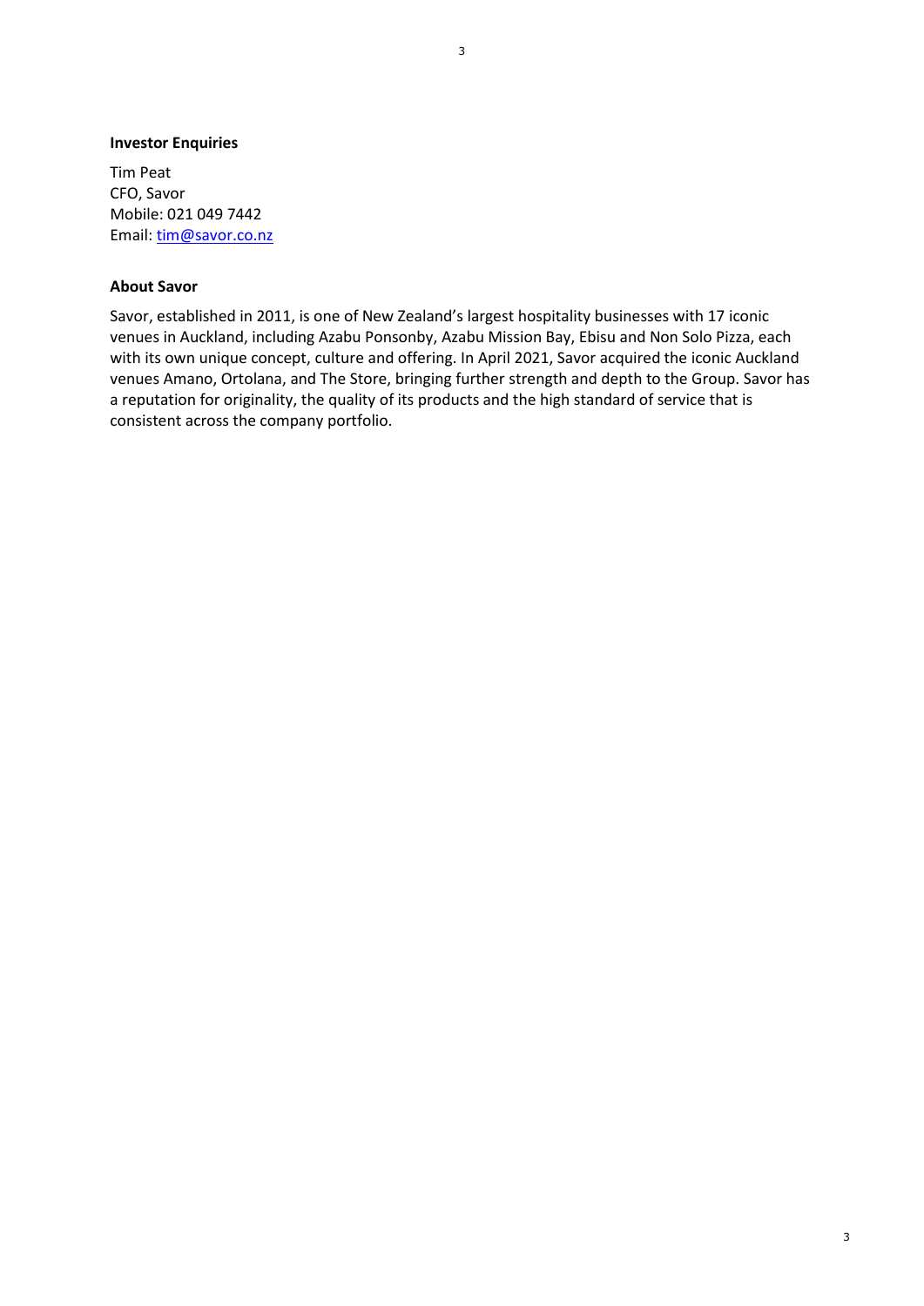**Investor Enquiries**

Tim Peat
CFO, Savor
Mobile: 021 049 7442
Email: tim@savor.co.nz

**About Savor**

Savor, established in 2011, is one of New Zealand's largest hospitality businesses with 17 iconic venues in Auckland, including Azabu Ponsonby, Azabu Mission Bay, Ebisu and Non Solo Pizza, each with its own unique concept, culture and offering. In April 2021, Savor acquired the iconic Auckland venues Amano, Ortolana, and The Store, bringing further strength and depth to the Group. Savor has a reputation for originality, the quality of its products and the high standard of service that is consistent across the company portfolio.